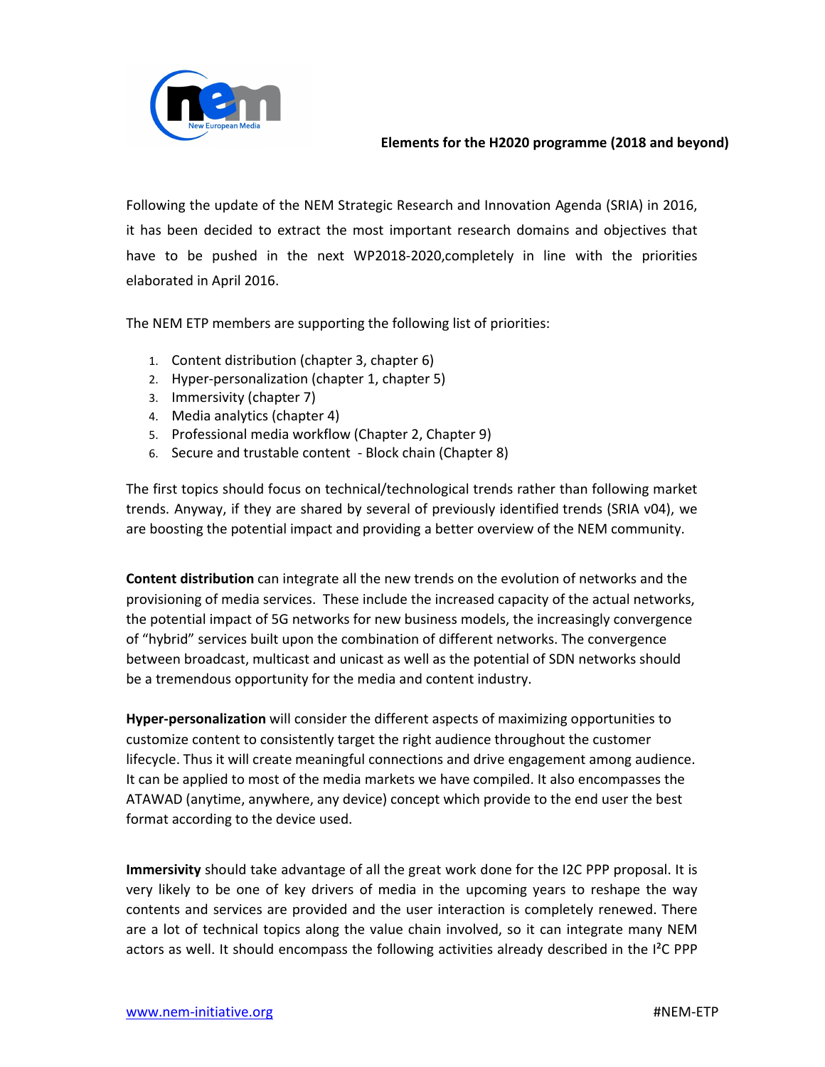**Elements for the H2020 programme (2018 and beyond)**

Following the update of the NEM Strategic Research and Innovation Agenda (SRIA) in 2016, it has been decided to extract the most important research domains and objectives that have to be pushed in the next WP2018-2020,completely in line with the priorities elaborated in April 2016.

The NEM ETP members are supporting the following list of priorities:

1. Content distribution (chapter 3, chapter 6)
2. Hyper-personalization (chapter 1, chapter 5)
3. Immersivity (chapter 7)
4. Media analytics (chapter 4)
5. Professional media workflow (Chapter 2, Chapter 9)
6. Secure and trustable content - Block chain (Chapter 8)

The first topics should focus on technical/technological trends rather than following market trends. Anyway, if they are shared by several of previously identified trends (SRIA v04), we are boosting the potential impact and providing a better overview of the NEM community.

**Content distribution** can integrate all the new trends on the evolution of networks and the provisioning of media services. These include the increased capacity of the actual networks, the potential impact of 5G networks for new business models, the increasingly convergence of "hybrid" services built upon the combination of different networks. The convergence between broadcast, multicast and unicast as well as the potential of SDN networks should be a tremendous opportunity for the media and content industry.

**Hyper-personalization** will consider the different aspects of maximizing opportunities to customize content to consistently target the right audience throughout the customer lifecycle. Thus it will create meaningful connections and drive engagement among audience. It can be applied to most of the media markets we have compiled. It also encompasses the ATAWAD (anytime, anywhere, any device) concept which provide to the end user the best format according to the device used.

**Immersivity** should take advantage of all the great work done for the I2C PPP proposal. It is very likely to be one of key drivers of media in the upcoming years to reshape the way contents and services are provided and the user interaction is completely renewed. There are a lot of technical topics along the value chain involved, so it can integrate many NEM actors as well. It should encompass the following activities already described in the I²C PPP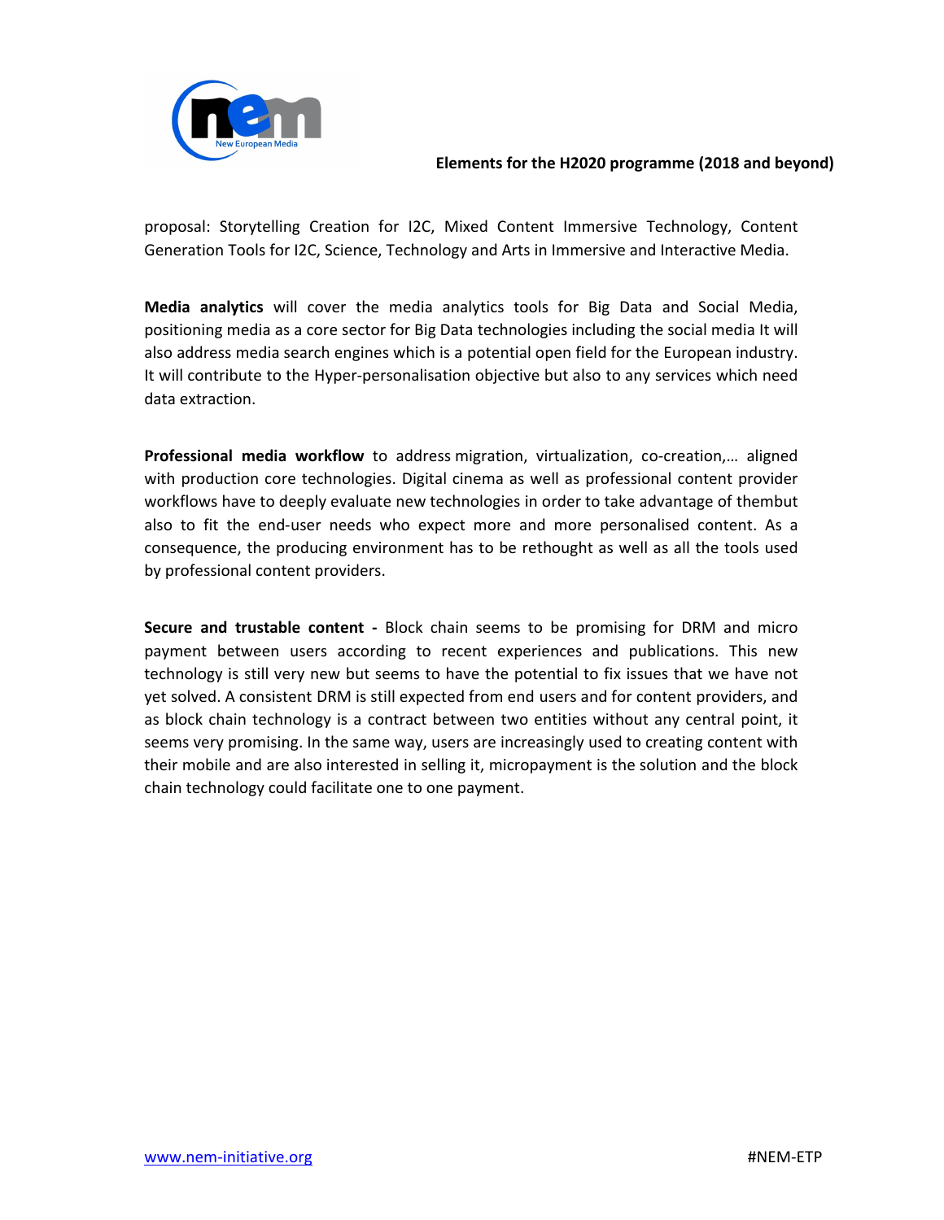proposal: Storytelling Creation for I2C, Mixed Content Immersive Technology, Content Generation Tools for I2C, Science, Technology and Arts in Immersive and Interactive Media.

**Media analytics** will cover the media analytics tools for Big Data and Social Media, positioning media as a core sector for Big Data technologies including the social media It will also address media search engines which is a potential open field for the European industry. It will contribute to the Hyper-personalisation objective but also to any services which need data extraction.

**Professional media workflow** to address migration, virtualization, co-creation,… aligned with production core technologies. Digital cinema as well as professional content provider workflows have to deeply evaluate new technologies in order to take advantage of thembut also to fit the end-user needs who expect more and more personalised content. As a consequence, the producing environment has to be rethought as well as all the tools used by professional content providers.

**Secure and trustable content -** Block chain seems to be promising for DRM and micro payment between users according to recent experiences and publications. This new technology is still very new but seems to have the potential to fix issues that we have not yet solved. A consistent DRM is still expected from end users and for content providers, and as block chain technology is a contract between two entities without any central point, it seems very promising. In the same way, users are increasingly used to creating content with their mobile and are also interested in selling it, micropayment is the solution and the block chain technology could facilitate one to one payment.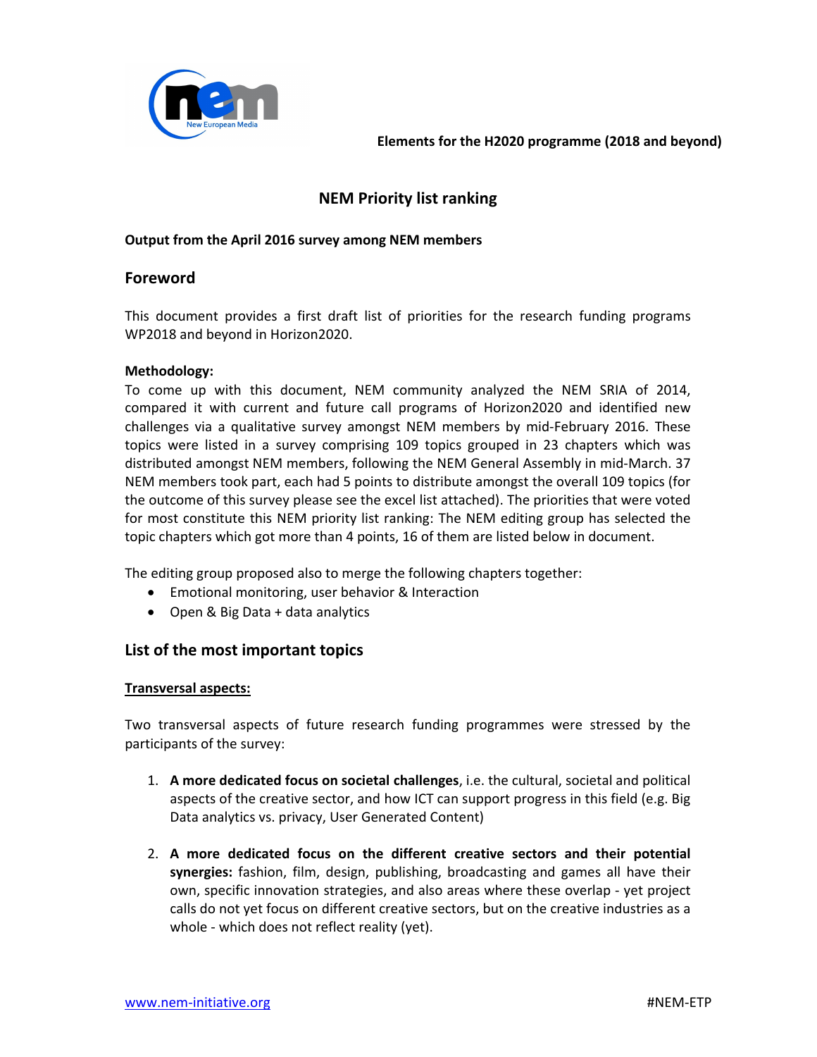**Elements for the H2020 programme (2018 and beyond)**

# NEM Priority list ranking

**Output from the April 2016 survey among NEM members**

## Foreword

This document provides a first draft list of priorities for the research funding programs WP2018 and beyond in Horizon2020.

**Methodology:**
To come up with this document, NEM community analyzed the NEM SRIA of 2014, compared it with current and future call programs of Horizon2020 and identified new challenges via a qualitative survey amongst NEM members by mid-February 2016. These topics were listed in a survey comprising 109 topics grouped in 23 chapters which was distributed amongst NEM members, following the NEM General Assembly in mid-March. 37 NEM members took part, each had 5 points to distribute amongst the overall 109 topics (for the outcome of this survey please see the excel list attached). The priorities that were voted for most constitute this NEM priority list ranking: The NEM editing group has selected the topic chapters which got more than 4 points, 16 of them are listed below in document.

The editing group proposed also to merge the following chapters together:

- Emotional monitoring, user behavior & Interaction
- Open & Big Data + data analytics

## List of the most important topics

**Transversal aspects:**

Two transversal aspects of future research funding programmes were stressed by the participants of the survey:

1. **A more dedicated focus on societal challenges**, i.e. the cultural, societal and political aspects of the creative sector, and how ICT can support progress in this field (e.g. Big Data analytics vs. privacy, User Generated Content)
2. **A more dedicated focus on the different creative sectors and their potential synergies:** fashion, film, design, publishing, broadcasting and games all have their own, specific innovation strategies, and also areas where these overlap - yet project calls do not yet focus on different creative sectors, but on the creative industries as a whole - which does not reflect reality (yet).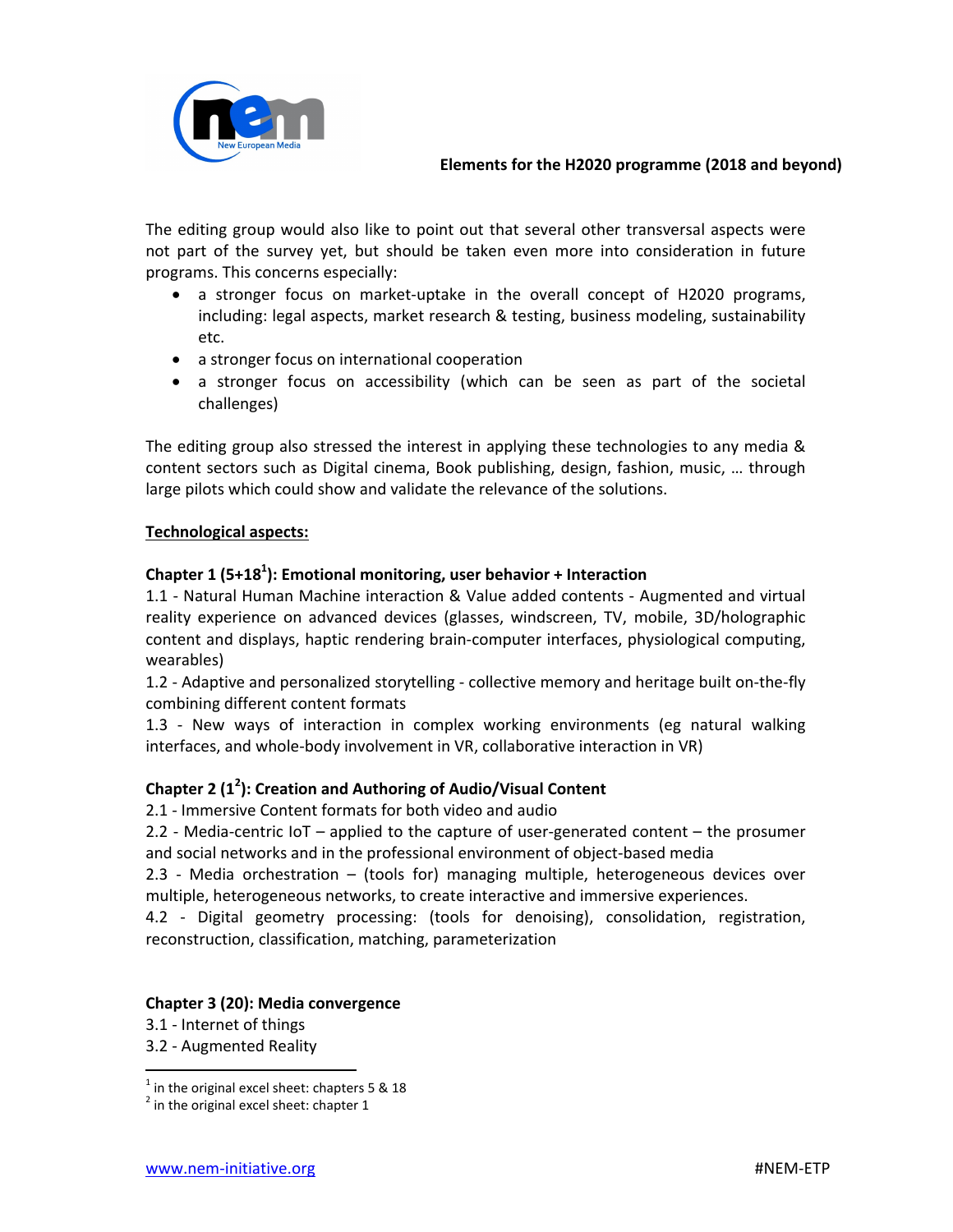The editing group would also like to point out that several other transversal aspects were not part of the survey yet, but should be taken even more into consideration in future programs. This concerns especially:

- a stronger focus on market-uptake in the overall concept of H2020 programs, including: legal aspects, market research & testing, business modeling, sustainability etc.
- a stronger focus on international cooperation
- a stronger focus on accessibility (which can be seen as part of the societal challenges)

The editing group also stressed the interest in applying these technologies to any media & content sectors such as Digital cinema, Book publishing, design, fashion, music, … through large pilots which could show and validate the relevance of the solutions.

**Technological aspects:**

**Chapter 1 (5+18[1]): Emotional monitoring, user behavior + Interaction**

1.1 - Natural Human Machine interaction & Value added contents - Augmented and virtual reality experience on advanced devices (glasses, windscreen, TV, mobile, 3D/holographic content and displays, haptic rendering brain-computer interfaces, physiological computing, wearables)

1.2 - Adaptive and personalized storytelling - collective memory and heritage built on-the-fly combining different content formats

1.3 - New ways of interaction in complex working environments (eg natural walking interfaces, and whole-body involvement in VR, collaborative interaction in VR)

**Chapter 2 (1[2]): Creation and Authoring of Audio/Visual Content**

2.1 - Immersive Content formats for both video and audio

2.2 - Media-centric IoT – applied to the capture of user-generated content – the prosumer and social networks and in the professional environment of object-based media

2.3 - Media orchestration – (tools for) managing multiple, heterogeneous devices over multiple, heterogeneous networks, to create interactive and immersive experiences.

4.2 - Digital geometry processing: (tools for denoising), consolidation, registration, reconstruction, classification, matching, parameterization

**Chapter 3 (20): Media convergence**

3.1 - Internet of things

3.2 - Augmented Reality

[1] in the original excel sheet: chapters 5 & 18

[2] in the original excel sheet: chapter 1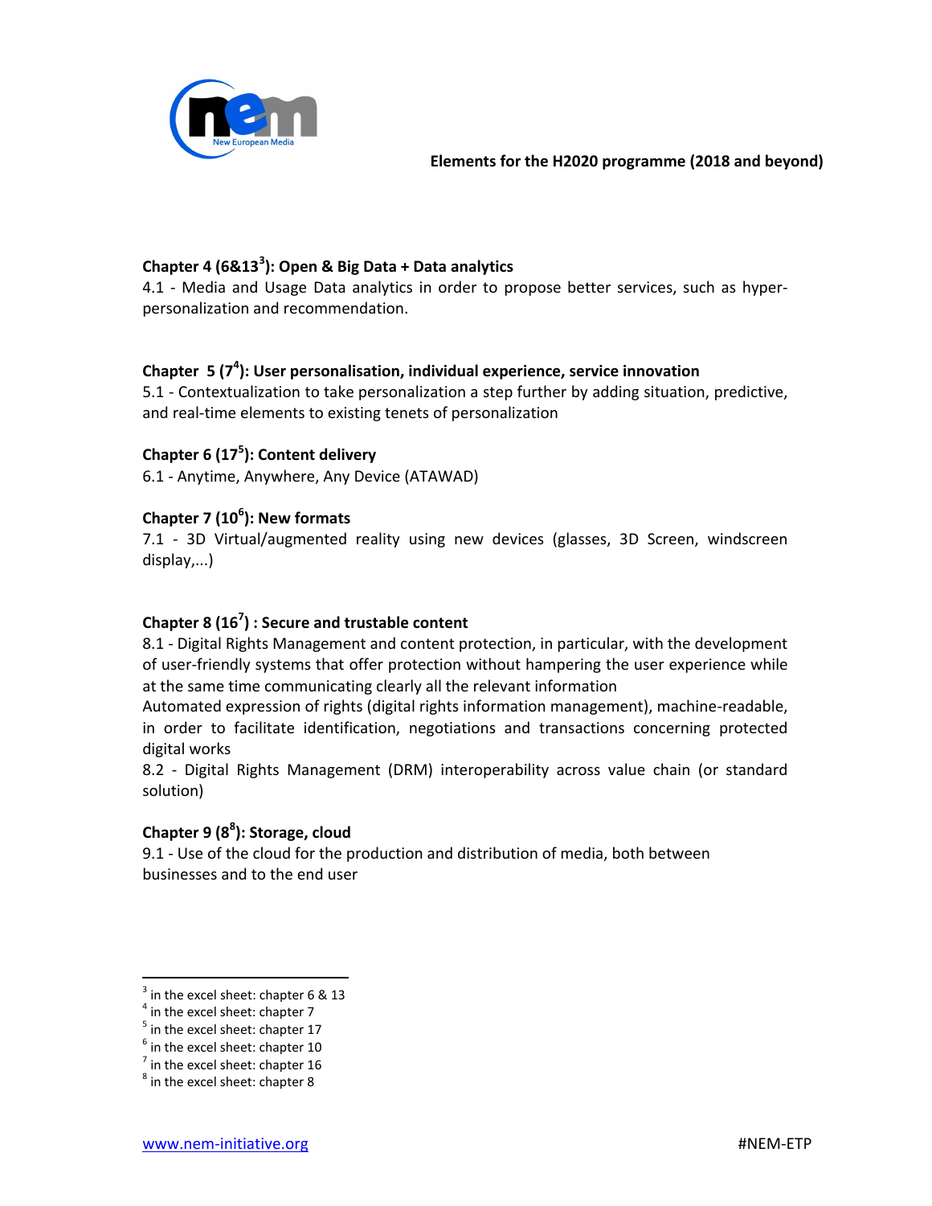### Chapter 4 (6&13[3]): Open & Big Data + Data analytics

4.1 - Media and Usage Data analytics in order to propose better services, such as hyper-personalization and recommendation.

### Chapter 5 (7[4]): User personalisation, individual experience, service innovation

5.1 - Contextualization to take personalization a step further by adding situation, predictive, and real-time elements to existing tenets of personalization

### Chapter 6 (17[5]): Content delivery

6.1 - Anytime, Anywhere, Any Device (ATAWAD)

### Chapter 7 (10[6]): New formats

7.1 - 3D Virtual/augmented reality using new devices (glasses, 3D Screen, windscreen display,...)

### Chapter 8 (16[7]) : Secure and trustable content

8.1 - Digital Rights Management and content protection, in particular, with the development of user-friendly systems that offer protection without hampering the user experience while at the same time communicating clearly all the relevant information

Automated expression of rights (digital rights information management), machine-readable, in order to facilitate identification, negotiations and transactions concerning protected digital works

8.2 - Digital Rights Management (DRM) interoperability across value chain (or standard solution)

### Chapter 9 (8[8]): Storage, cloud

9.1 - Use of the cloud for the production and distribution of media, both between businesses and to the end user

---

[3] in the excel sheet: chapter 6 & 13
[4] in the excel sheet: chapter 7
[5] in the excel sheet: chapter 17
[6] in the excel sheet: chapter 10
[7] in the excel sheet: chapter 16
[8] in the excel sheet: chapter 8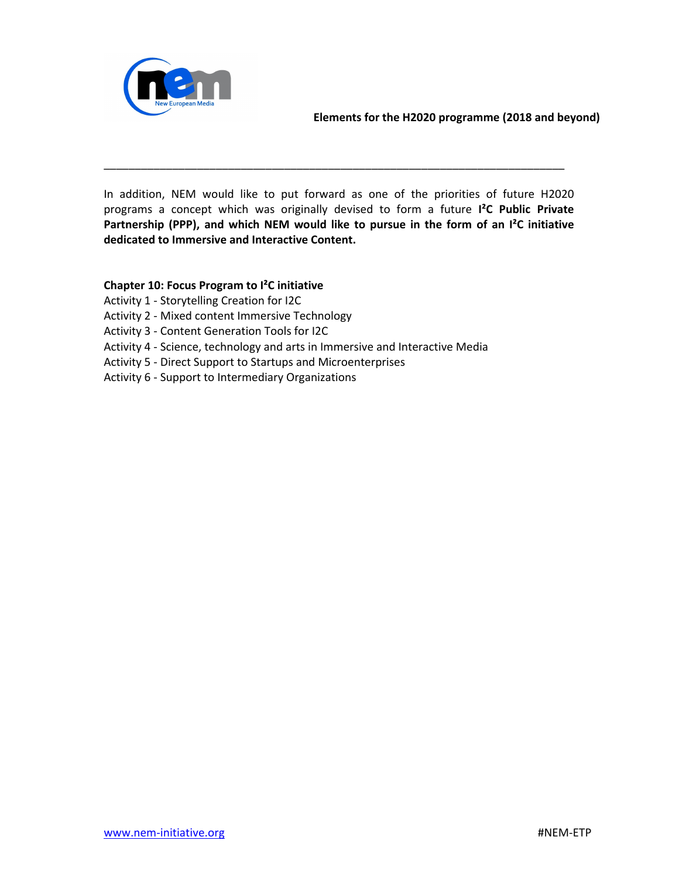In addition, NEM would like to put forward as one of the priorities of future H2020 programs a concept which was originally devised to form a future **I²C Public Private Partnership (PPP), and which NEM would like to pursue in the form of an I²C initiative dedicated to Immersive and Interactive Content.**

**Chapter 10: Focus Program to I²C initiative**

Activity 1 - Storytelling Creation for I2C
Activity 2 - Mixed content Immersive Technology
Activity 3 - Content Generation Tools for I2C
Activity 4 - Science, technology and arts in Immersive and Interactive Media
Activity 5 - Direct Support to Startups and Microenterprises
Activity 6 - Support to Intermediary Organizations